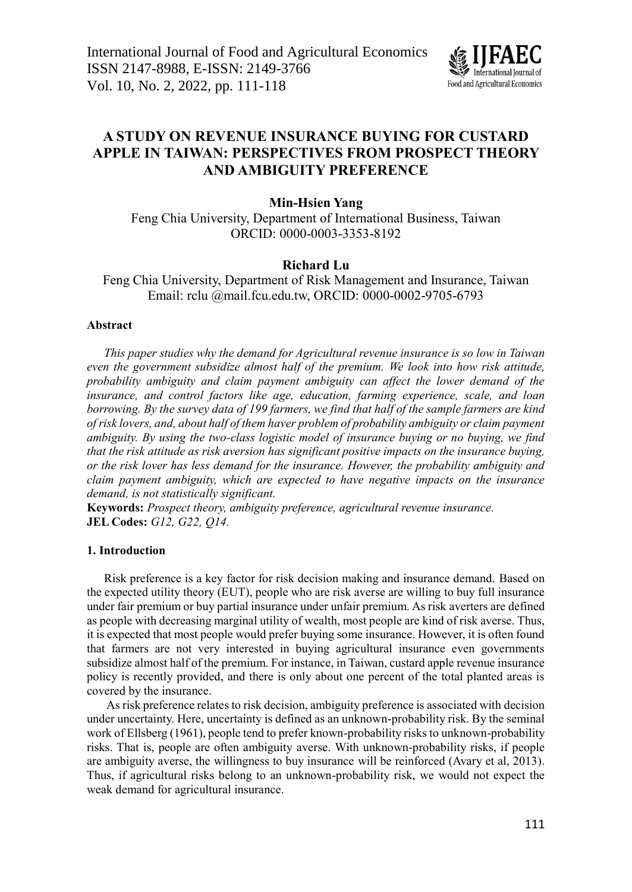# A STUDY ON REVENUE INSURANCE BUYING FOR CUSTARD APPLE IN TAIWAN: PERSPECTIVES FROM PROSPECT THEORY AND AMBIGUITY PREFERENCE

**Min-Hsien Yang**

Feng Chia University, Department of International Business, Taiwan
ORCID: 0000-0003-3353-8192

**Richard Lu**

Feng Chia University, Department of Risk Management and Insurance, Taiwan
Email: rclu @mail.fcu.edu.tw, ORCID: 0000-0002-9705-6793

**Abstract**

*This paper studies why the demand for Agricultural revenue insurance is so low in Taiwan even the government subsidize almost half of the premium. We look into how risk attitude, probability ambiguity and claim payment ambiguity can affect the lower demand of the insurance, and control factors like age, education, farming experience, scale, and loan borrowing. By the survey data of 199 farmers, we find that half of the sample farmers are kind of risk lovers, and, about half of them haver problem of probability ambiguity or claim payment ambiguity. By using the two-class logistic model of insurance buying or no buying, we find that the risk attitude as risk aversion has significant positive impacts on the insurance buying, or the risk lover has less demand for the insurance. However, the probability ambiguity and claim payment ambiguity, which are expected to have negative impacts on the insurance demand, is not statistically significant.*

**Keywords:** *Prospect theory, ambiguity preference, agricultural revenue insurance.*
**JEL Codes:** *G12, G22, Q14.*

## 1. Introduction

Risk preference is a key factor for risk decision making and insurance demand. Based on the expected utility theory (EUT), people who are risk averse are willing to buy full insurance under fair premium or buy partial insurance under unfair premium. As risk averters are defined as people with decreasing marginal utility of wealth, most people are kind of risk averse. Thus, it is expected that most people would prefer buying some insurance. However, it is often found that farmers are not very interested in buying agricultural insurance even governments subsidize almost half of the premium. For instance, in Taiwan, custard apple revenue insurance policy is recently provided, and there is only about one percent of the total planted areas is covered by the insurance.

As risk preference relates to risk decision, ambiguity preference is associated with decision under uncertainty. Here, uncertainty is defined as an unknown-probability risk. By the seminal work of Ellsberg (1961), people tend to prefer known-probability risks to unknown-probability risks. That is, people are often ambiguity averse. With unknown-probability risks, if people are ambiguity averse, the willingness to buy insurance will be reinforced (Avary et al, 2013). Thus, if agricultural risks belong to an unknown-probability risk, we would not expect the weak demand for agricultural insurance.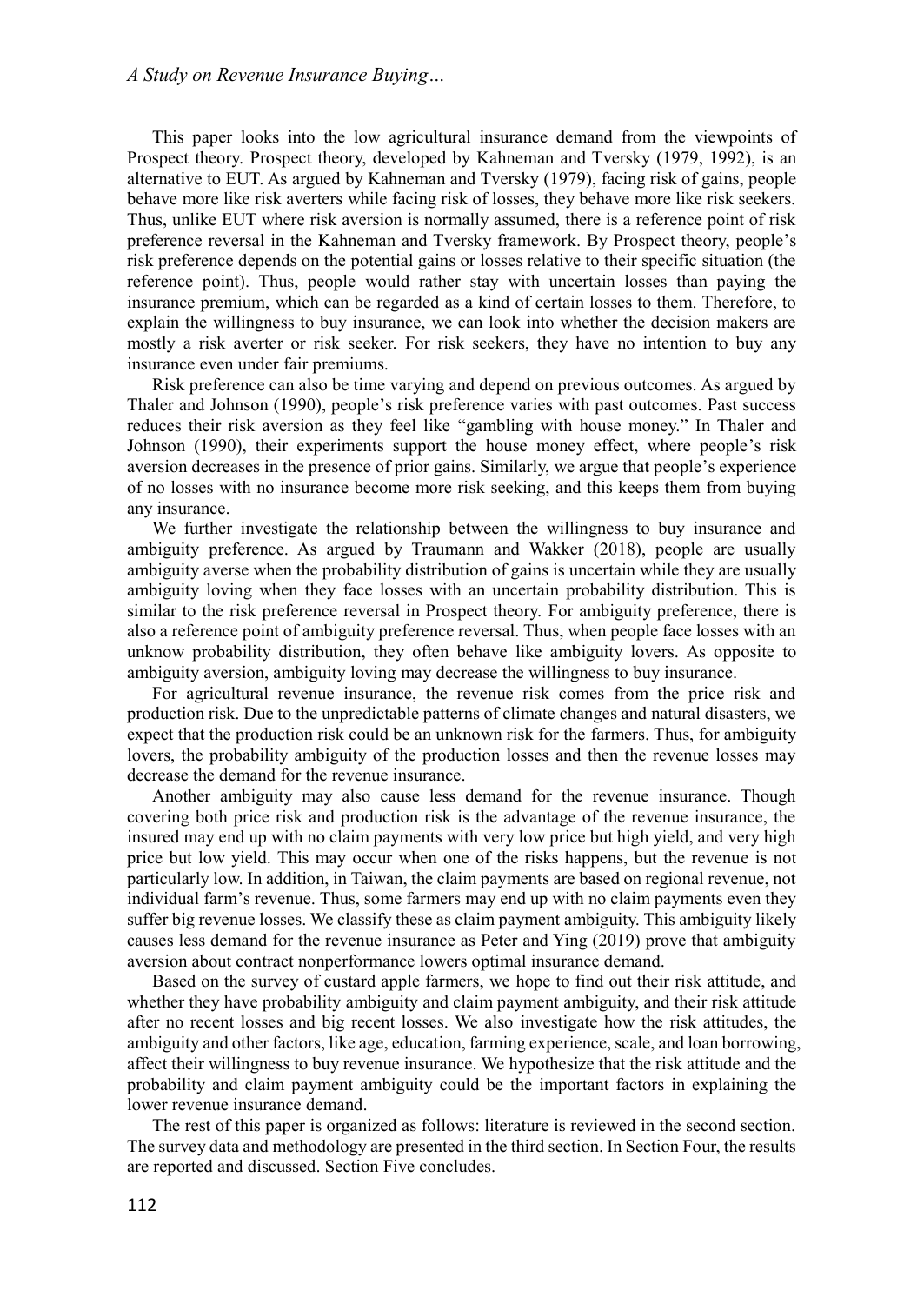This paper looks into the low agricultural insurance demand from the viewpoints of Prospect theory. Prospect theory, developed by Kahneman and Tversky (1979, 1992), is an alternative to EUT. As argued by Kahneman and Tversky (1979), facing risk of gains, people behave more like risk averters while facing risk of losses, they behave more like risk seekers. Thus, unlike EUT where risk aversion is normally assumed, there is a reference point of risk preference reversal in the Kahneman and Tversky framework. By Prospect theory, people's risk preference depends on the potential gains or losses relative to their specific situation (the reference point). Thus, people would rather stay with uncertain losses than paying the insurance premium, which can be regarded as a kind of certain losses to them. Therefore, to explain the willingness to buy insurance, we can look into whether the decision makers are mostly a risk averter or risk seeker. For risk seekers, they have no intention to buy any insurance even under fair premiums.

Risk preference can also be time varying and depend on previous outcomes. As argued by Thaler and Johnson (1990), people's risk preference varies with past outcomes. Past success reduces their risk aversion as they feel like "gambling with house money." In Thaler and Johnson (1990), their experiments support the house money effect, where people's risk aversion decreases in the presence of prior gains. Similarly, we argue that people's experience of no losses with no insurance become more risk seeking, and this keeps them from buying any insurance.

We further investigate the relationship between the willingness to buy insurance and ambiguity preference. As argued by Traumann and Wakker (2018), people are usually ambiguity averse when the probability distribution of gains is uncertain while they are usually ambiguity loving when they face losses with an uncertain probability distribution. This is similar to the risk preference reversal in Prospect theory. For ambiguity preference, there is also a reference point of ambiguity preference reversal. Thus, when people face losses with an unknow probability distribution, they often behave like ambiguity lovers. As opposite to ambiguity aversion, ambiguity loving may decrease the willingness to buy insurance.

For agricultural revenue insurance, the revenue risk comes from the price risk and production risk. Due to the unpredictable patterns of climate changes and natural disasters, we expect that the production risk could be an unknown risk for the farmers. Thus, for ambiguity lovers, the probability ambiguity of the production losses and then the revenue losses may decrease the demand for the revenue insurance.

Another ambiguity may also cause less demand for the revenue insurance. Though covering both price risk and production risk is the advantage of the revenue insurance, the insured may end up with no claim payments with very low price but high yield, and very high price but low yield. This may occur when one of the risks happens, but the revenue is not particularly low. In addition, in Taiwan, the claim payments are based on regional revenue, not individual farm's revenue. Thus, some farmers may end up with no claim payments even they suffer big revenue losses. We classify these as claim payment ambiguity. This ambiguity likely causes less demand for the revenue insurance as Peter and Ying (2019) prove that ambiguity aversion about contract nonperformance lowers optimal insurance demand.

Based on the survey of custard apple farmers, we hope to find out their risk attitude, and whether they have probability ambiguity and claim payment ambiguity, and their risk attitude after no recent losses and big recent losses. We also investigate how the risk attitudes, the ambiguity and other factors, like age, education, farming experience, scale, and loan borrowing, affect their willingness to buy revenue insurance. We hypothesize that the risk attitude and the probability and claim payment ambiguity could be the important factors in explaining the lower revenue insurance demand.

The rest of this paper is organized as follows: literature is reviewed in the second section. The survey data and methodology are presented in the third section. In Section Four, the results are reported and discussed. Section Five concludes.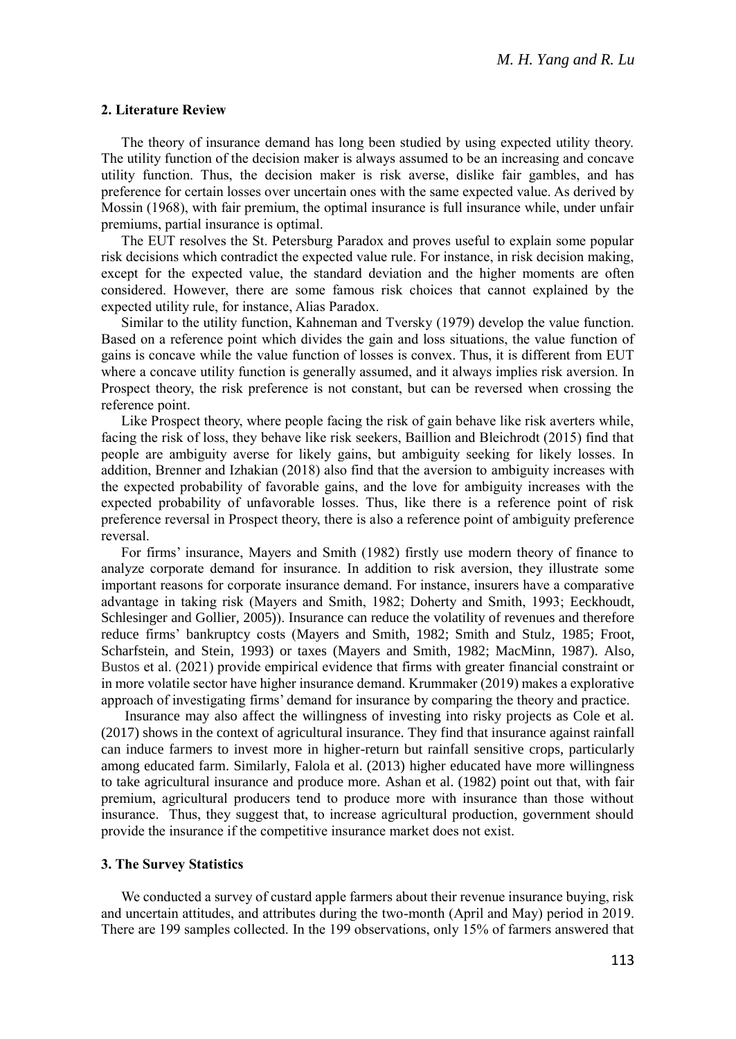## 2. Literature Review

The theory of insurance demand has long been studied by using expected utility theory. The utility function of the decision maker is always assumed to be an increasing and concave utility function. Thus, the decision maker is risk averse, dislike fair gambles, and has preference for certain losses over uncertain ones with the same expected value. As derived by Mossin (1968), with fair premium, the optimal insurance is full insurance while, under unfair premiums, partial insurance is optimal.

The EUT resolves the St. Petersburg Paradox and proves useful to explain some popular risk decisions which contradict the expected value rule. For instance, in risk decision making, except for the expected value, the standard deviation and the higher moments are often considered. However, there are some famous risk choices that cannot explained by the expected utility rule, for instance, Alias Paradox.

Similar to the utility function, Kahneman and Tversky (1979) develop the value function. Based on a reference point which divides the gain and loss situations, the value function of gains is concave while the value function of losses is convex. Thus, it is different from EUT where a concave utility function is generally assumed, and it always implies risk aversion. In Prospect theory, the risk preference is not constant, but can be reversed when crossing the reference point.

Like Prospect theory, where people facing the risk of gain behave like risk averters while, facing the risk of loss, they behave like risk seekers, Baillion and Bleichrodt (2015) find that people are ambiguity averse for likely gains, but ambiguity seeking for likely losses. In addition, Brenner and Izhakian (2018) also find that the aversion to ambiguity increases with the expected probability of favorable gains, and the love for ambiguity increases with the expected probability of unfavorable losses. Thus, like there is a reference point of risk preference reversal in Prospect theory, there is also a reference point of ambiguity preference reversal.

For firms' insurance, Mayers and Smith (1982) firstly use modern theory of finance to analyze corporate demand for insurance. In addition to risk aversion, they illustrate some important reasons for corporate insurance demand. For instance, insurers have a comparative advantage in taking risk (Mayers and Smith, 1982; Doherty and Smith, 1993; Eeckhoudt, Schlesinger and Gollier, 2005)). Insurance can reduce the volatility of revenues and therefore reduce firms' bankruptcy costs (Mayers and Smith, 1982; Smith and Stulz, 1985; Froot, Scharfstein, and Stein, 1993) or taxes (Mayers and Smith, 1982; MacMinn, 1987). Also, Bustos et al. (2021) provide empirical evidence that firms with greater financial constraint or in more volatile sector have higher insurance demand. Krummaker (2019) makes a explorative approach of investigating firms' demand for insurance by comparing the theory and practice.

Insurance may also affect the willingness of investing into risky projects as Cole et al. (2017) shows in the context of agricultural insurance. They find that insurance against rainfall can induce farmers to invest more in higher-return but rainfall sensitive crops, particularly among educated farm. Similarly, Falola et al. (2013) higher educated have more willingness to take agricultural insurance and produce more. Ashan et al. (1982) point out that, with fair premium, agricultural producers tend to produce more with insurance than those without insurance. Thus, they suggest that, to increase agricultural production, government should provide the insurance if the competitive insurance market does not exist.

## 3. The Survey Statistics

We conducted a survey of custard apple farmers about their revenue insurance buying, risk and uncertain attitudes, and attributes during the two-month (April and May) period in 2019. There are 199 samples collected. In the 199 observations, only 15% of farmers answered that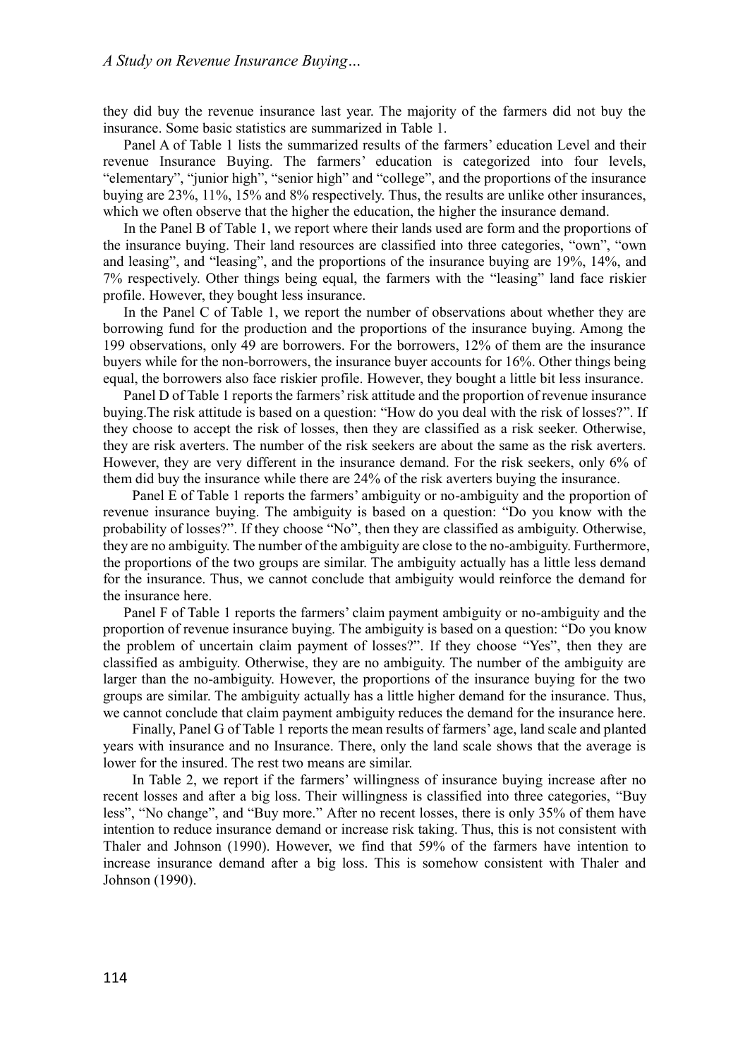they did buy the revenue insurance last year. The majority of the farmers did not buy the insurance. Some basic statistics are summarized in Table 1.

Panel A of Table 1 lists the summarized results of the farmers' education Level and their revenue Insurance Buying. The farmers' education is categorized into four levels, "elementary", "junior high", "senior high" and "college", and the proportions of the insurance buying are 23%, 11%, 15% and 8% respectively. Thus, the results are unlike other insurances, which we often observe that the higher the education, the higher the insurance demand.

In the Panel B of Table 1, we report where their lands used are form and the proportions of the insurance buying. Their land resources are classified into three categories, "own", "own and leasing", and "leasing", and the proportions of the insurance buying are 19%, 14%, and 7% respectively. Other things being equal, the farmers with the "leasing" land face riskier profile. However, they bought less insurance.

In the Panel C of Table 1, we report the number of observations about whether they are borrowing fund for the production and the proportions of the insurance buying. Among the 199 observations, only 49 are borrowers. For the borrowers, 12% of them are the insurance buyers while for the non-borrowers, the insurance buyer accounts for 16%. Other things being equal, the borrowers also face riskier profile. However, they bought a little bit less insurance.

Panel D of Table 1 reports the farmers' risk attitude and the proportion of revenue insurance buying.The risk attitude is based on a question: "How do you deal with the risk of losses?". If they choose to accept the risk of losses, then they are classified as a risk seeker. Otherwise, they are risk averters. The number of the risk seekers are about the same as the risk averters. However, they are very different in the insurance demand. For the risk seekers, only 6% of them did buy the insurance while there are 24% of the risk averters buying the insurance.

Panel E of Table 1 reports the farmers' ambiguity or no-ambiguity and the proportion of revenue insurance buying. The ambiguity is based on a question: "Do you know with the probability of losses?". If they choose "No", then they are classified as ambiguity. Otherwise, they are no ambiguity. The number of the ambiguity are close to the no-ambiguity. Furthermore, the proportions of the two groups are similar. The ambiguity actually has a little less demand for the insurance. Thus, we cannot conclude that ambiguity would reinforce the demand for the insurance here.

Panel F of Table 1 reports the farmers' claim payment ambiguity or no-ambiguity and the proportion of revenue insurance buying. The ambiguity is based on a question: "Do you know the problem of uncertain claim payment of losses?". If they choose "Yes", then they are classified as ambiguity. Otherwise, they are no ambiguity. The number of the ambiguity are larger than the no-ambiguity. However, the proportions of the insurance buying for the two groups are similar. The ambiguity actually has a little higher demand for the insurance. Thus, we cannot conclude that claim payment ambiguity reduces the demand for the insurance here.

Finally, Panel G of Table 1 reports the mean results of farmers' age, land scale and planted years with insurance and no Insurance. There, only the land scale shows that the average is lower for the insured. The rest two means are similar.

In Table 2, we report if the farmers' willingness of insurance buying increase after no recent losses and after a big loss. Their willingness is classified into three categories, "Buy less", "No change", and "Buy more." After no recent losses, there is only 35% of them have intention to reduce insurance demand or increase risk taking. Thus, this is not consistent with Thaler and Johnson (1990). However, we find that 59% of the farmers have intention to increase insurance demand after a big loss. This is somehow consistent with Thaler and Johnson (1990).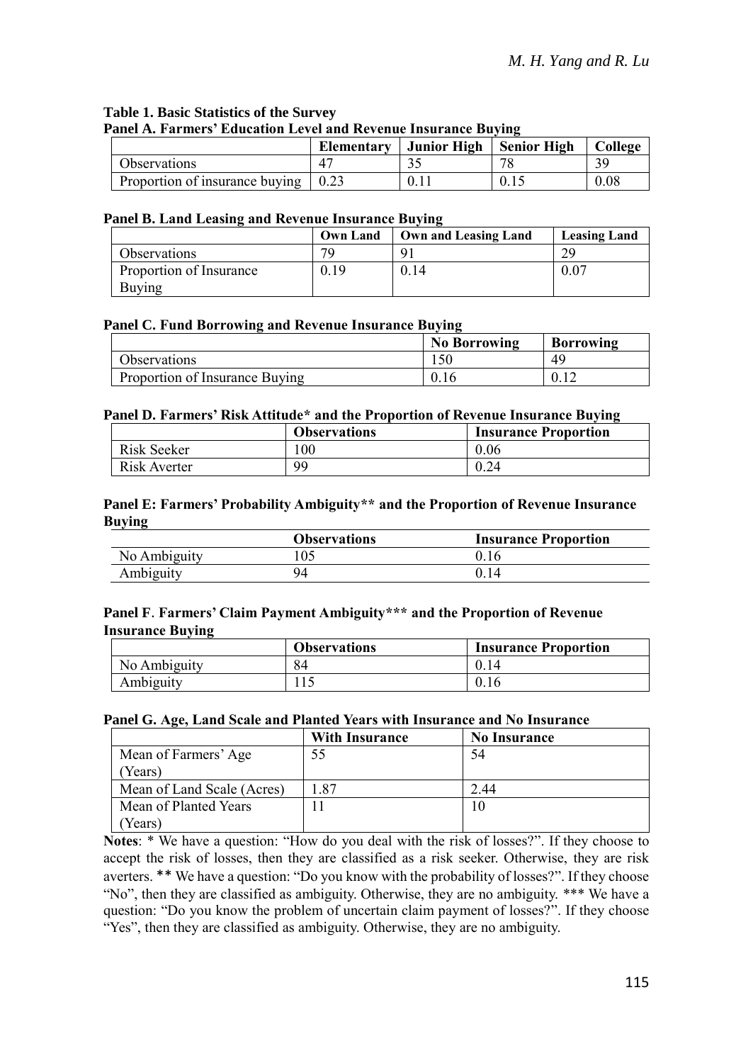**Table 1. Basic Statistics of the Survey**

**Panel A. Farmers' Education Level and Revenue Insurance Buying**

| | Elementary | Junior High | Senior High | College |
|---|---|---|---|---|
| Observations | 47 | 35 | 78 | 39 |
| Proportion of insurance buying | 0.23 | 0.11 | 0.15 | 0.08 |

**Panel B. Land Leasing and Revenue Insurance Buying**

| | Own Land | Own and Leasing Land | Leasing Land |
|---|---|---|---|
| Observations | 79 | 91 | 29 |
| Proportion of Insurance Buying | 0.19 | 0.14 | 0.07 |

**Panel C. Fund Borrowing and Revenue Insurance Buying**

| | No Borrowing | Borrowing |
|---|---|---|
| Observations | 150 | 49 |
| Proportion of Insurance Buying | 0.16 | 0.12 |

**Panel D. Farmers' Risk Attitude\* and the Proportion of Revenue Insurance Buying**

| | Observations | Insurance Proportion |
|---|---|---|
| Risk Seeker | 100 | 0.06 |
| Risk Averter | 99 | 0.24 |

**Panel E: Farmers' Probability Ambiguity\*\* and the Proportion of Revenue Insurance Buying**

| | Observations | Insurance Proportion |
|---|---|---|
| No Ambiguity | 105 | 0.16 |
| Ambiguity | 94 | 0.14 |

**Panel F. Farmers' Claim Payment Ambiguity\*\*\* and the Proportion of Revenue Insurance Buying**

| | Observations | Insurance Proportion |
|---|---|---|
| No Ambiguity | 84 | 0.14 |
| Ambiguity | 115 | 0.16 |

**Panel G. Age, Land Scale and Planted Years with Insurance and No Insurance**

| | With Insurance | No Insurance |
|---|---|---|
| Mean of Farmers' Age (Years) | 55 | 54 |
| Mean of Land Scale (Acres) | 1.87 | 2.44 |
| Mean of Planted Years (Years) | 11 | 10 |

**Notes**: * We have a question: "How do you deal with the risk of losses?". If they choose to accept the risk of losses, then they are classified as a risk seeker. Otherwise, they are risk averters. ** We have a question: "Do you know with the probability of losses?". If they choose "No", then they are classified as ambiguity. Otherwise, they are no ambiguity. *** We have a question: "Do you know the problem of uncertain claim payment of losses?". If they choose "Yes", then they are classified as ambiguity. Otherwise, they are no ambiguity.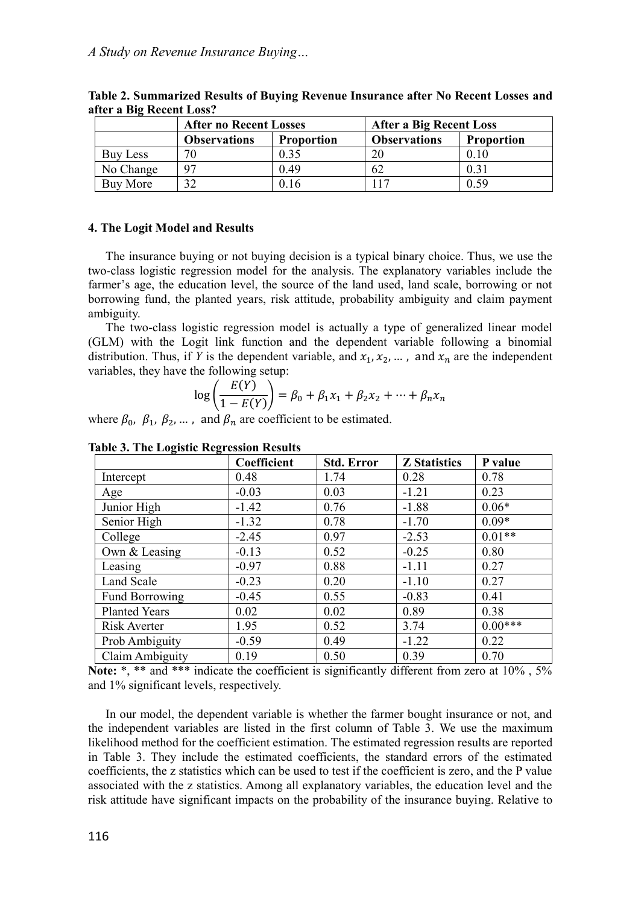**Table 2. Summarized Results of Buying Revenue Insurance after No Recent Losses and after a Big Recent Loss?**

| | After no Recent Losses | | After a Big Recent Loss | |
|---|---|---|---|---|
| | **Observations** | **Proportion** | **Observations** | **Proportion** |
| Buy Less | 70 | 0.35 | 20 | 0.10 |
| No Change | 97 | 0.49 | 62 | 0.31 |
| Buy More | 32 | 0.16 | 117 | 0.59 |

#### 4. The Logit Model and Results

The insurance buying or not buying decision is a typical binary choice. Thus, we use the two-class logistic regression model for the analysis. The explanatory variables include the farmer's age, the education level, the source of the land used, land scale, borrowing or not borrowing fund, the planted years, risk attitude, probability ambiguity and claim payment ambiguity.

The two-class logistic regression model is actually a type of generalized linear model (GLM) with the Logit link function and the dependent variable following a binomial distribution. Thus, if $Y$ is the dependent variable, and $x_1, x_2, \ldots,$ and $x_n$ are the independent variables, they have the following setup:

$$\log\left(\frac{E(Y)}{1-E(Y)}\right) = \beta_0 + \beta_1 x_1 + \beta_2 x_2 + \cdots + \beta_n x_n$$

where $\beta_0,\ \beta_1,\ \beta_2, \ldots,$ and $\beta_n$ are coefficient to be estimated.

**Table 3. The Logistic Regression Results**

| | Coefficient | Std. Error | Z Statistics | P value |
|---|---|---|---|---|
| Intercept | 0.48 | 1.74 | 0.28 | 0.78 |
| Age | -0.03 | 0.03 | -1.21 | 0.23 |
| Junior High | -1.42 | 0.76 | -1.88 | 0.06* |
| Senior High | -1.32 | 0.78 | -1.70 | 0.09* |
| College | -2.45 | 0.97 | -2.53 | 0.01** |
| Own & Leasing | -0.13 | 0.52 | -0.25 | 0.80 |
| Leasing | -0.97 | 0.88 | -1.11 | 0.27 |
| Land Scale | -0.23 | 0.20 | -1.10 | 0.27 |
| Fund Borrowing | -0.45 | 0.55 | -0.83 | 0.41 |
| Planted Years | 0.02 | 0.02 | 0.89 | 0.38 |
| Risk Averter | 1.95 | 0.52 | 3.74 | 0.00*** |
| Prob Ambiguity | -0.59 | 0.49 | -1.22 | 0.22 |
| Claim Ambiguity | 0.19 | 0.50 | 0.39 | 0.70 |

**Note:** *, ** and *** indicate the coefficient is significantly different from zero at 10% , 5% and 1% significant levels, respectively.

In our model, the dependent variable is whether the farmer bought insurance or not, and the independent variables are listed in the first column of Table 3. We use the maximum likelihood method for the coefficient estimation. The estimated regression results are reported in Table 3. They include the estimated coefficients, the standard errors of the estimated coefficients, the z statistics which can be used to test if the coefficient is zero, and the P value associated with the z statistics. Among all explanatory variables, the education level and the risk attitude have significant impacts on the probability of the insurance buying. Relative to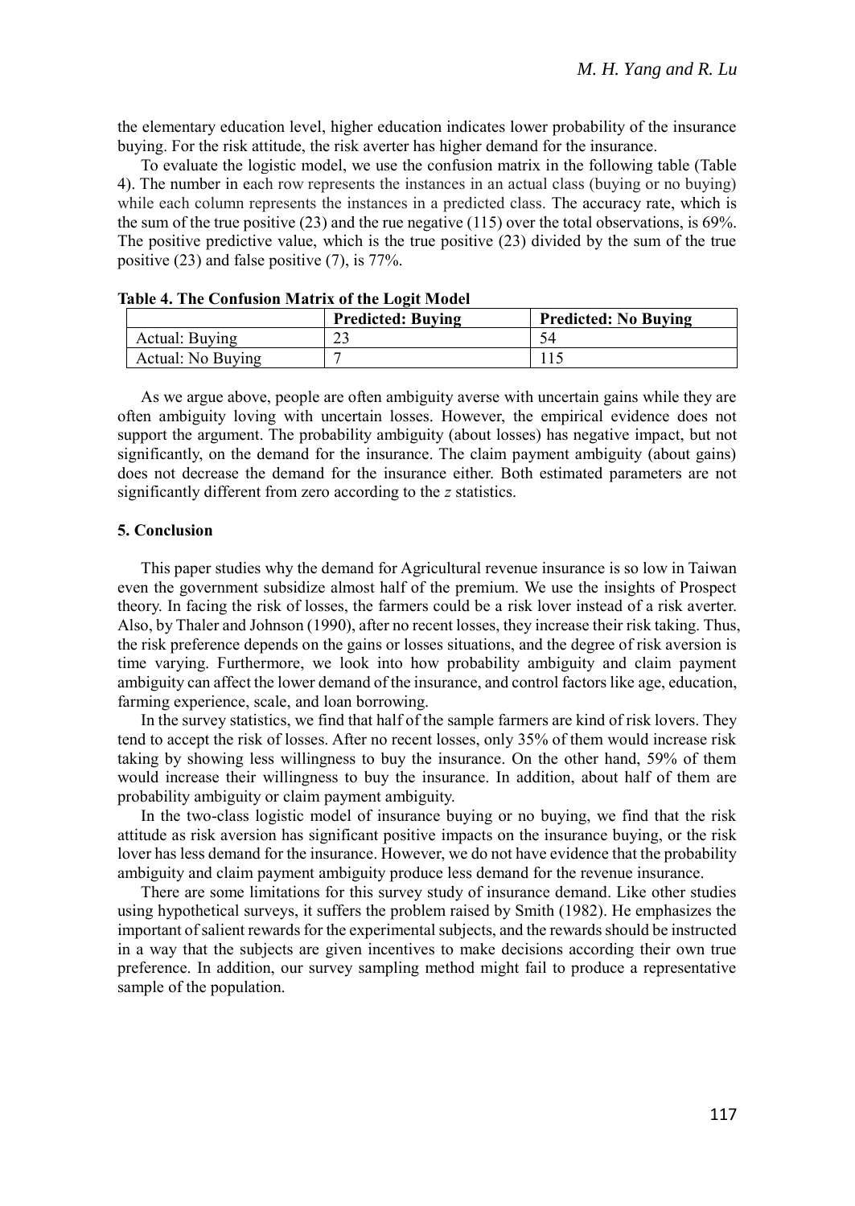the elementary education level, higher education indicates lower probability of the insurance buying. For the risk attitude, the risk averter has higher demand for the insurance.

To evaluate the logistic model, we use the confusion matrix in the following table (Table 4). The number in each row represents the instances in an actual class (buying or no buying) while each column represents the instances in a predicted class. The accuracy rate, which is the sum of the true positive (23) and the rue negative (115) over the total observations, is 69%. The positive predictive value, which is the true positive (23) divided by the sum of the true positive (23) and false positive (7), is 77%.

**Table 4. The Confusion Matrix of the Logit Model**

| | Predicted: Buying | Predicted: No Buying |
|---|---|---|
| Actual: Buying | 23 | 54 |
| Actual: No Buying | 7 | 115 |

As we argue above, people are often ambiguity averse with uncertain gains while they are often ambiguity loving with uncertain losses. However, the empirical evidence does not support the argument. The probability ambiguity (about losses) has negative impact, but not significantly, on the demand for the insurance. The claim payment ambiguity (about gains) does not decrease the demand for the insurance either. Both estimated parameters are not significantly different from zero according to the *z* statistics.

## 5. Conclusion

This paper studies why the demand for Agricultural revenue insurance is so low in Taiwan even the government subsidize almost half of the premium. We use the insights of Prospect theory. In facing the risk of losses, the farmers could be a risk lover instead of a risk averter. Also, by Thaler and Johnson (1990), after no recent losses, they increase their risk taking. Thus, the risk preference depends on the gains or losses situations, and the degree of risk aversion is time varying. Furthermore, we look into how probability ambiguity and claim payment ambiguity can affect the lower demand of the insurance, and control factors like age, education, farming experience, scale, and loan borrowing.

In the survey statistics, we find that half of the sample farmers are kind of risk lovers. They tend to accept the risk of losses. After no recent losses, only 35% of them would increase risk taking by showing less willingness to buy the insurance. On the other hand, 59% of them would increase their willingness to buy the insurance. In addition, about half of them are probability ambiguity or claim payment ambiguity.

In the two-class logistic model of insurance buying or no buying, we find that the risk attitude as risk aversion has significant positive impacts on the insurance buying, or the risk lover has less demand for the insurance. However, we do not have evidence that the probability ambiguity and claim payment ambiguity produce less demand for the revenue insurance.

There are some limitations for this survey study of insurance demand. Like other studies using hypothetical surveys, it suffers the problem raised by Smith (1982). He emphasizes the important of salient rewards for the experimental subjects, and the rewards should be instructed in a way that the subjects are given incentives to make decisions according their own true preference. In addition, our survey sampling method might fail to produce a representative sample of the population.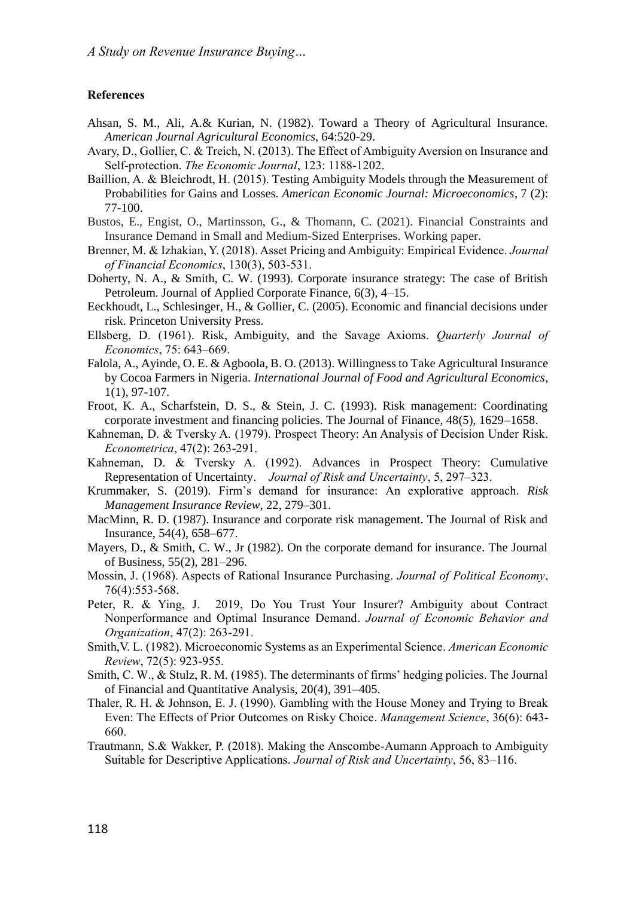## References

Ahsan, S. M., Ali, A.& Kurian, N. (1982). Toward a Theory of Agricultural Insurance. *American Journal Agricultural Economics*, 64:520-29.

Avary, D., Gollier, C. & Treich, N. (2013). The Effect of Ambiguity Aversion on Insurance and Self-protection. *The Economic Journal*, 123: 1188-1202.

Baillion, A. & Bleichrodt, H. (2015). Testing Ambiguity Models through the Measurement of Probabilities for Gains and Losses. *American Economic Journal: Microeconomics*, 7 (2): 77-100.

Bustos, E., Engist, O., Martinsson, G., & Thomann, C. (2021). Financial Constraints and Insurance Demand in Small and Medium-Sized Enterprises. Working paper.

Brenner, M. & Izhakian, Y. (2018). Asset Pricing and Ambiguity: Empirical Evidence. *Journal of Financial Economics*, 130(3), 503-531.

Doherty, N. A., & Smith, C. W. (1993). Corporate insurance strategy: The case of British Petroleum. Journal of Applied Corporate Finance, 6(3), 4–15.

Eeckhoudt, L., Schlesinger, H., & Gollier, C. (2005). Economic and financial decisions under risk. Princeton University Press.

Ellsberg, D. (1961). Risk, Ambiguity, and the Savage Axioms. *Quarterly Journal of Economics*, 75: 643–669.

Falola, A., Ayinde, O. E. & Agboola, B. O. (2013). Willingness to Take Agricultural Insurance by Cocoa Farmers in Nigeria. *International Journal of Food and Agricultural Economics*, 1(1), 97-107.

Froot, K. A., Scharfstein, D. S., & Stein, J. C. (1993). Risk management: Coordinating corporate investment and financing policies. The Journal of Finance, 48(5), 1629–1658.

Kahneman, D. & Tversky A. (1979). Prospect Theory: An Analysis of Decision Under Risk. *Econometrica*, 47(2): 263-291.

Kahneman, D. & Tversky A. (1992). Advances in Prospect Theory: Cumulative Representation of Uncertainty. *Journal of Risk and Uncertainty*, 5, 297–323.

Krummaker, S. (2019). Firm's demand for insurance: An explorative approach. *Risk Management Insurance Review*, 22, 279–301.

MacMinn, R. D. (1987). Insurance and corporate risk management. The Journal of Risk and Insurance, 54(4), 658–677.

Mayers, D., & Smith, C. W., Jr (1982). On the corporate demand for insurance. The Journal of Business, 55(2), 281–296.

Mossin, J. (1968). Aspects of Rational Insurance Purchasing. *Journal of Political Economy*, 76(4):553-568.

Peter, R. & Ying, J. 2019, Do You Trust Your Insurer? Ambiguity about Contract Nonperformance and Optimal Insurance Demand. *Journal of Economic Behavior and Organization*, 47(2): 263-291.

Smith,V. L. (1982). Microeconomic Systems as an Experimental Science. *American Economic Review*, 72(5): 923-955.

Smith, C. W., & Stulz, R. M. (1985). The determinants of firms' hedging policies. The Journal of Financial and Quantitative Analysis, 20(4), 391–405.

Thaler, R. H. & Johnson, E. J. (1990). Gambling with the House Money and Trying to Break Even: The Effects of Prior Outcomes on Risky Choice. *Management Science*, 36(6): 643-660.

Trautmann, S.& Wakker, P. (2018). Making the Anscombe-Aumann Approach to Ambiguity Suitable for Descriptive Applications. *Journal of Risk and Uncertainty*, 56, 83–116.